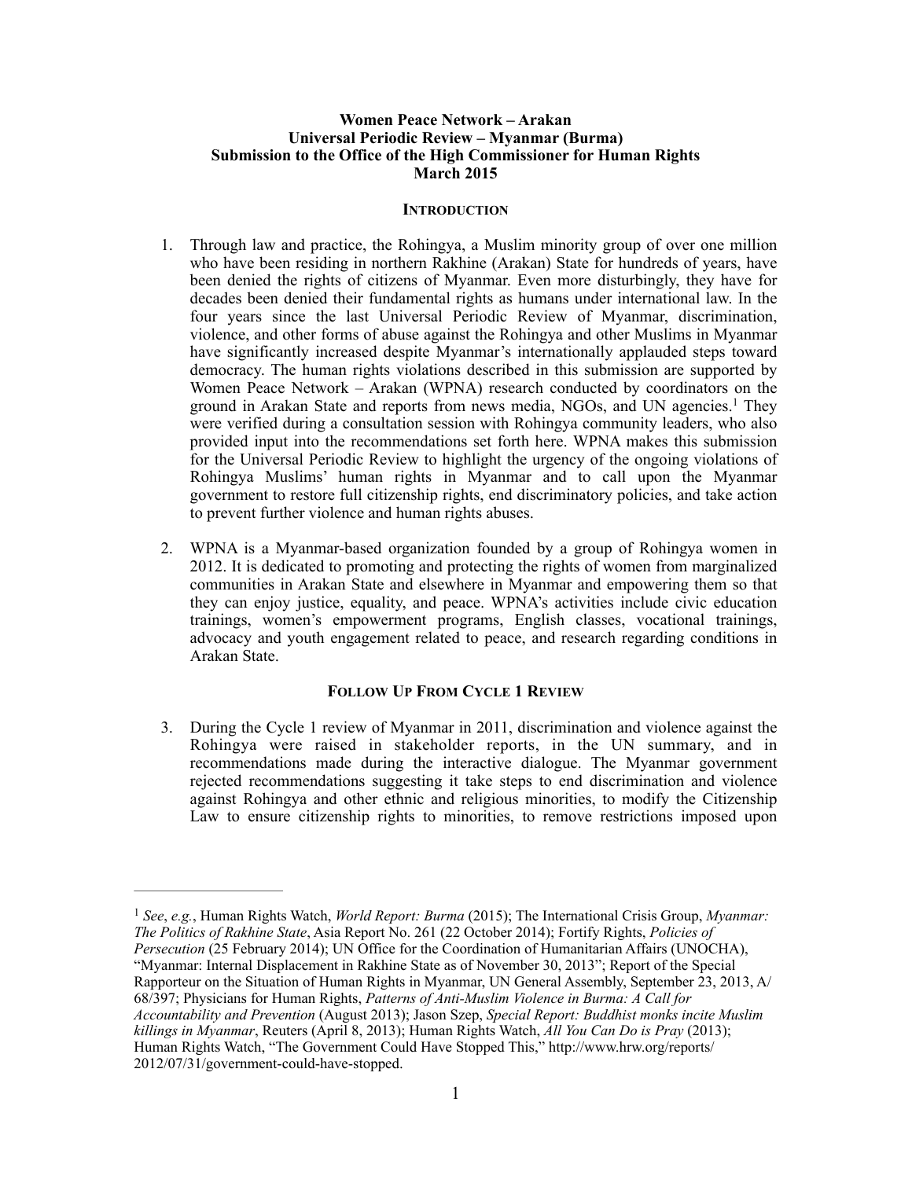**Women Peace Network – Arakan**
**Universal Periodic Review – Myanmar (Burma)**
**Submission to the Office of the High Commissioner for Human Rights**
**March 2015**

## INTRODUCTION

1. Through law and practice, the Rohingya, a Muslim minority group of over one million who have been residing in northern Rakhine (Arakan) State for hundreds of years, have been denied the rights of citizens of Myanmar. Even more disturbingly, they have for decades been denied their fundamental rights as humans under international law. In the four years since the last Universal Periodic Review of Myanmar, discrimination, violence, and other forms of abuse against the Rohingya and other Muslims in Myanmar have significantly increased despite Myanmar's internationally applauded steps toward democracy. The human rights violations described in this submission are supported by Women Peace Network – Arakan (WPNA) research conducted by coordinators on the ground in Arakan State and reports from news media, NGOs, and UN agencies.[1] They were verified during a consultation session with Rohingya community leaders, who also provided input into the recommendations set forth here. WPNA makes this submission for the Universal Periodic Review to highlight the urgency of the ongoing violations of Rohingya Muslims' human rights in Myanmar and to call upon the Myanmar government to restore full citizenship rights, end discriminatory policies, and take action to prevent further violence and human rights abuses.

2. WPNA is a Myanmar-based organization founded by a group of Rohingya women in 2012. It is dedicated to promoting and protecting the rights of women from marginalized communities in Arakan State and elsewhere in Myanmar and empowering them so that they can enjoy justice, equality, and peace. WPNA's activities include civic education trainings, women's empowerment programs, English classes, vocational trainings, advocacy and youth engagement related to peace, and research regarding conditions in Arakan State.

## FOLLOW UP FROM CYCLE 1 REVIEW

3. During the Cycle 1 review of Myanmar in 2011, discrimination and violence against the Rohingya were raised in stakeholder reports, in the UN summary, and in recommendations made during the interactive dialogue. The Myanmar government rejected recommendations suggesting it take steps to end discrimination and violence against Rohingya and other ethnic and religious minorities, to modify the Citizenship Law to ensure citizenship rights to minorities, to remove restrictions imposed upon

---

[1] *See*, *e.g.*, Human Rights Watch, *World Report: Burma* (2015); The International Crisis Group, *Myanmar: The Politics of Rakhine State*, Asia Report No. 261 (22 October 2014); Fortify Rights, *Policies of Persecution* (25 February 2014); UN Office for the Coordination of Humanitarian Affairs (UNOCHA), "Myanmar: Internal Displacement in Rakhine State as of November 30, 2013"; Report of the Special Rapporteur on the Situation of Human Rights in Myanmar, UN General Assembly, September 23, 2013, A/68/397; Physicians for Human Rights, *Patterns of Anti-Muslim Violence in Burma: A Call for Accountability and Prevention* (August 2013); Jason Szep, *Special Report: Buddhist monks incite Muslim killings in Myanmar*, Reuters (April 8, 2013); Human Rights Watch, *All You Can Do is Pray* (2013); Human Rights Watch, "The Government Could Have Stopped This," http://www.hrw.org/reports/2012/07/31/government-could-have-stopped.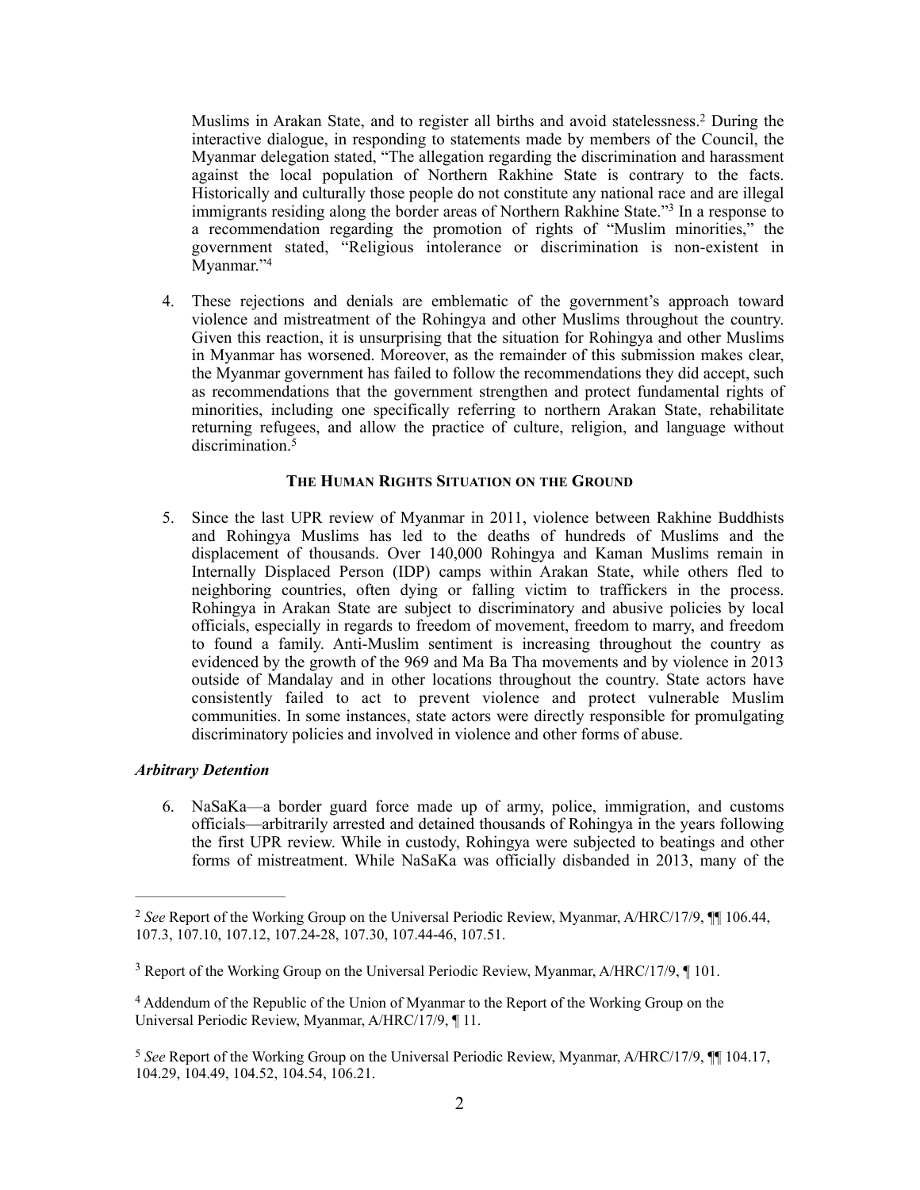Muslims in Arakan State, and to register all births and avoid statelessness.[2] During the interactive dialogue, in responding to statements made by members of the Council, the Myanmar delegation stated, "The allegation regarding the discrimination and harassment against the local population of Northern Rakhine State is contrary to the facts. Historically and culturally those people do not constitute any national race and are illegal immigrants residing along the border areas of Northern Rakhine State."[3] In a response to a recommendation regarding the promotion of rights of "Muslim minorities," the government stated, "Religious intolerance or discrimination is non-existent in Myanmar."[4]

4. These rejections and denials are emblematic of the government's approach toward violence and mistreatment of the Rohingya and other Muslims throughout the country. Given this reaction, it is unsurprising that the situation for Rohingya and other Muslims in Myanmar has worsened. Moreover, as the remainder of this submission makes clear, the Myanmar government has failed to follow the recommendations they did accept, such as recommendations that the government strengthen and protect fundamental rights of minorities, including one specifically referring to northern Arakan State, rehabilitate returning refugees, and allow the practice of culture, religion, and language without discrimination.[5]

## THE HUMAN RIGHTS SITUATION ON THE GROUND

5. Since the last UPR review of Myanmar in 2011, violence between Rakhine Buddhists and Rohingya Muslims has led to the deaths of hundreds of Muslims and the displacement of thousands. Over 140,000 Rohingya and Kaman Muslims remain in Internally Displaced Person (IDP) camps within Arakan State, while others fled to neighboring countries, often dying or falling victim to traffickers in the process. Rohingya in Arakan State are subject to discriminatory and abusive policies by local officials, especially in regards to freedom of movement, freedom to marry, and freedom to found a family. Anti-Muslim sentiment is increasing throughout the country as evidenced by the growth of the 969 and Ma Ba Tha movements and by violence in 2013 outside of Mandalay and in other locations throughout the country. State actors have consistently failed to act to prevent violence and protect vulnerable Muslim communities. In some instances, state actors were directly responsible for promulgating discriminatory policies and involved in violence and other forms of abuse.

### *Arbitrary Detention*

6. NaSaKa—a border guard force made up of army, police, immigration, and customs officials—arbitrarily arrested and detained thousands of Rohingya in the years following the first UPR review. While in custody, Rohingya were subjected to beatings and other forms of mistreatment. While NaSaKa was officially disbanded in 2013, many of the

---

[2] *See* Report of the Working Group on the Universal Periodic Review, Myanmar, A/HRC/17/9, ¶¶ 106.44, 107.3, 107.10, 107.12, 107.24-28, 107.30, 107.44-46, 107.51.

[3] Report of the Working Group on the Universal Periodic Review, Myanmar, A/HRC/17/9, ¶ 101.

[4] Addendum of the Republic of the Union of Myanmar to the Report of the Working Group on the Universal Periodic Review, Myanmar, A/HRC/17/9, ¶ 11.

[5] *See* Report of the Working Group on the Universal Periodic Review, Myanmar, A/HRC/17/9, ¶¶ 104.17, 104.29, 104.49, 104.52, 104.54, 106.21.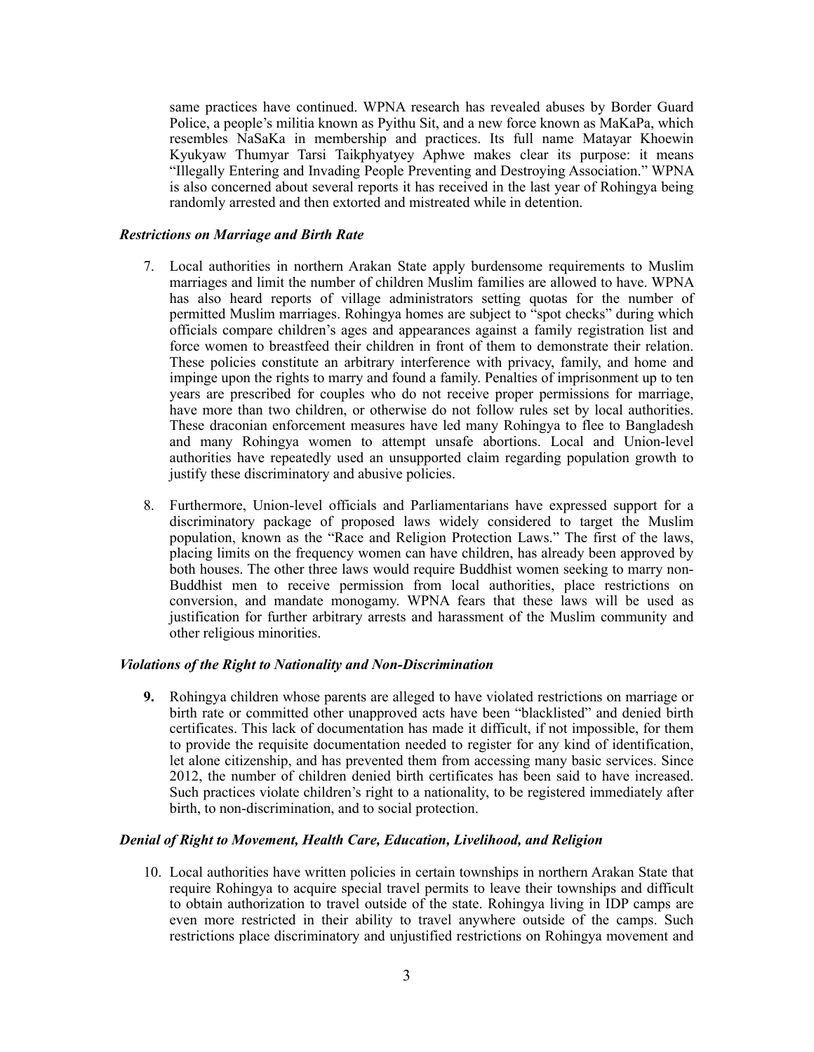same practices have continued. WPNA research has revealed abuses by Border Guard Police, a people's militia known as Pyithu Sit, and a new force known as MaKaPa, which resembles NaSaKa in membership and practices. Its full name Matayar Khoewin Kyukyaw Thumyar Tarsi Taikphyatyee Aphwe makes clear its purpose: it means "Illegally Entering and Invading People Preventing and Destroying Association." WPNA is also concerned about several reports it has received in the last year of Rohingya being randomly arrested and then extorted and mistreated while in detention.

***Restrictions on Marriage and Birth Rate***

7. Local authorities in northern Arakan State apply burdensome requirements to Muslim marriages and limit the number of children Muslim families are allowed to have. WPNA has also heard reports of village administrators setting quotas for the number of permitted Muslim marriages. Rohingya homes are subject to "spot checks" during which officials compare children's ages and appearances against a family registration list and force women to breastfeed their children in front of them to demonstrate their relation. These policies constitute an arbitrary interference with privacy, family, and home and impinge upon the rights to marry and found a family. Penalties of imprisonment up to ten years are prescribed for couples who do not receive proper permissions for marriage, have more than two children, or otherwise do not follow rules set by local authorities. These draconian enforcement measures have led many Rohingya to flee to Bangladesh and many Rohingya women to attempt unsafe abortions. Local and Union-level authorities have repeatedly used an unsupported claim regarding population growth to justify these discriminatory and abusive policies.

8. Furthermore, Union-level officials and Parliamentarians have expressed support for a discriminatory package of proposed laws widely considered to target the Muslim population, known as the "Race and Religion Protection Laws." The first of the laws, placing limits on the frequency women can have children, has already been approved by both houses. The other three laws would require Buddhist women seeking to marry non-Buddhist men to receive permission from local authorities, place restrictions on conversion, and mandate monogamy. WPNA fears that these laws will be used as justification for further arbitrary arrests and harassment of the Muslim community and other religious minorities.

***Violations of the Right to Nationality and Non-Discrimination***

**9.** Rohingya children whose parents are alleged to have violated restrictions on marriage or birth rate or committed other unapproved acts have been "blacklisted" and denied birth certificates. This lack of documentation has made it difficult, if not impossible, for them to provide the requisite documentation needed to register for any kind of identification, let alone citizenship, and has prevented them from accessing many basic services. Since 2012, the number of children denied birth certificates has been said to have increased. Such practices violate children's right to a nationality, to be registered immediately after birth, to non-discrimination, and to social protection.

***Denial of Right to Movement, Health Care, Education, Livelihood, and Religion***

10. Local authorities have written policies in certain townships in northern Arakan State that require Rohingya to acquire special travel permits to leave their townships and difficult to obtain authorization to travel outside of the state. Rohingya living in IDP camps are even more restricted in their ability to travel anywhere outside of the camps. Such restrictions place discriminatory and unjustified restrictions on Rohingya movement and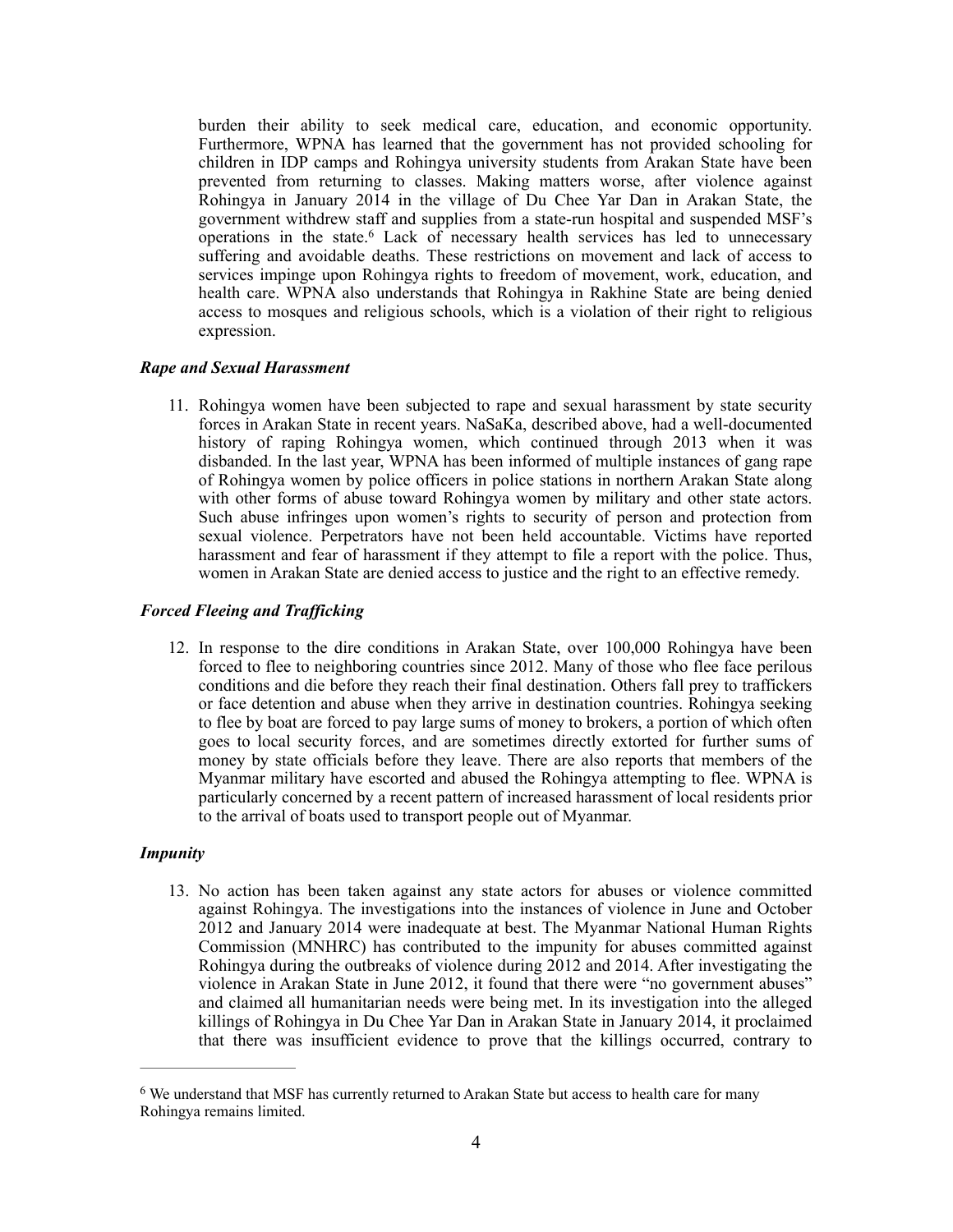burden their ability to seek medical care, education, and economic opportunity. Furthermore, WPNA has learned that the government has not provided schooling for children in IDP camps and Rohingya university students from Arakan State have been prevented from returning to classes. Making matters worse, after violence against Rohingya in January 2014 in the village of Du Chee Yar Dan in Arakan State, the government withdrew staff and supplies from a state-run hospital and suspended MSF's operations in the state.[6] Lack of necessary health services has led to unnecessary suffering and avoidable deaths. These restrictions on movement and lack of access to services impinge upon Rohingya rights to freedom of movement, work, education, and health care. WPNA also understands that Rohingya in Rakhine State are being denied access to mosques and religious schools, which is a violation of their right to religious expression.

***Rape and Sexual Harassment***

11. Rohingya women have been subjected to rape and sexual harassment by state security forces in Arakan State in recent years. NaSaKa, described above, had a well-documented history of raping Rohingya women, which continued through 2013 when it was disbanded. In the last year, WPNA has been informed of multiple instances of gang rape of Rohingya women by police officers in police stations in northern Arakan State along with other forms of abuse toward Rohingya women by military and other state actors. Such abuse infringes upon women's rights to security of person and protection from sexual violence. Perpetrators have not been held accountable. Victims have reported harassment and fear of harassment if they attempt to file a report with the police. Thus, women in Arakan State are denied access to justice and the right to an effective remedy.

***Forced Fleeing and Trafficking***

12. In response to the dire conditions in Arakan State, over 100,000 Rohingya have been forced to flee to neighboring countries since 2012. Many of those who flee face perilous conditions and die before they reach their final destination. Others fall prey to traffickers or face detention and abuse when they arrive in destination countries. Rohingya seeking to flee by boat are forced to pay large sums of money to brokers, a portion of which often goes to local security forces, and are sometimes directly extorted for further sums of money by state officials before they leave. There are also reports that members of the Myanmar military have escorted and abused the Rohingya attempting to flee. WPNA is particularly concerned by a recent pattern of increased harassment of local residents prior to the arrival of boats used to transport people out of Myanmar.

***Impunity***

13. No action has been taken against any state actors for abuses or violence committed against Rohingya. The investigations into the instances of violence in June and October 2012 and January 2014 were inadequate at best. The Myanmar National Human Rights Commission (MNHRC) has contributed to the impunity for abuses committed against Rohingya during the outbreaks of violence during 2012 and 2014. After investigating the violence in Arakan State in June 2012, it found that there were "no government abuses" and claimed all humanitarian needs were being met. In its investigation into the alleged killings of Rohingya in Du Chee Yar Dan in Arakan State in January 2014, it proclaimed that there was insufficient evidence to prove that the killings occurred, contrary to

---

[6] We understand that MSF has currently returned to Arakan State but access to health care for many Rohingya remains limited.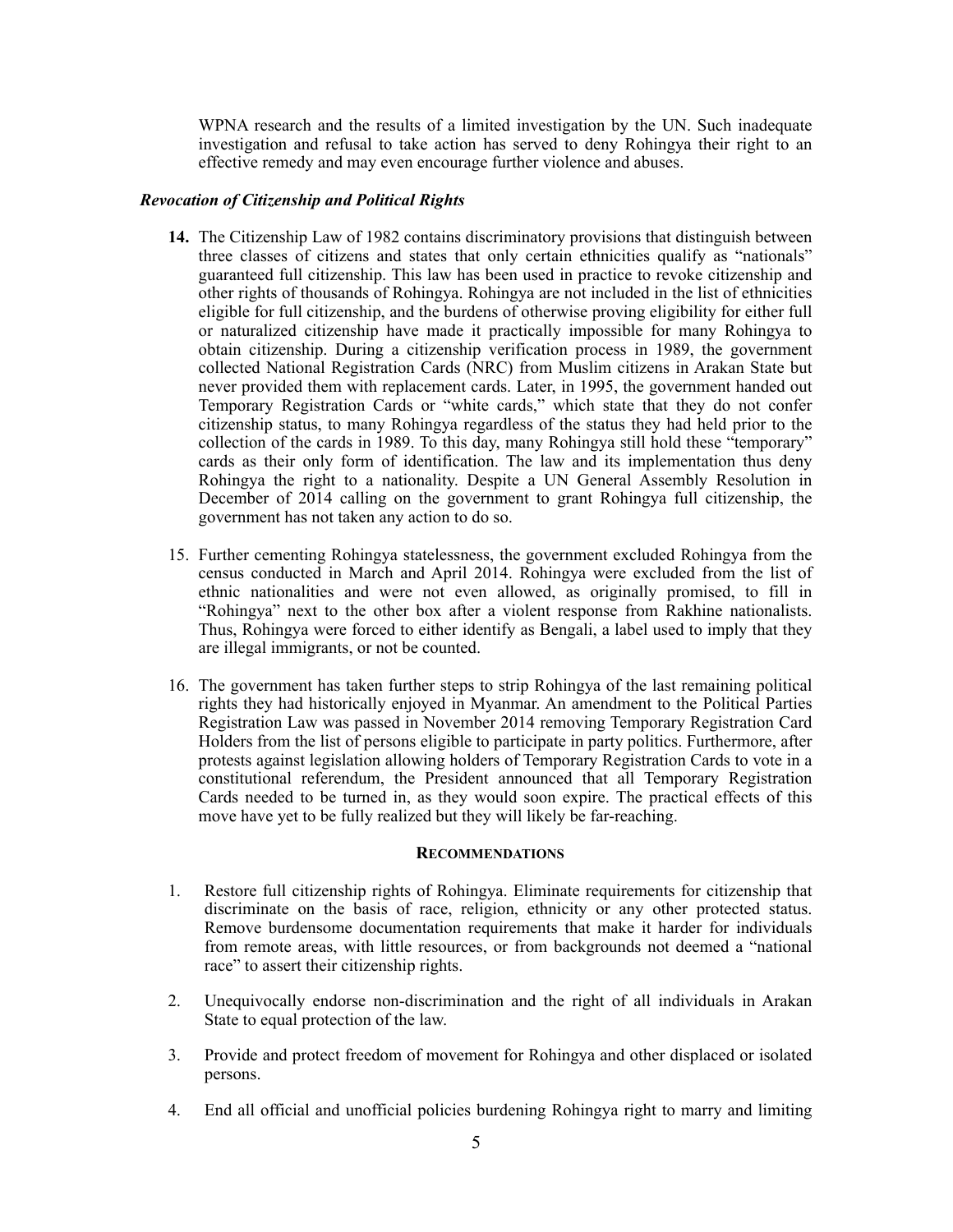WPNA research and the results of a limited investigation by the UN. Such inadequate investigation and refusal to take action has served to deny Rohingya their right to an effective remedy and may even encourage further violence and abuses.

### *Revocation of Citizenship and Political Rights*

**14.** The Citizenship Law of 1982 contains discriminatory provisions that distinguish between three classes of citizens and states that only certain ethnicities qualify as "nationals" guaranteed full citizenship. This law has been used in practice to revoke citizenship and other rights of thousands of Rohingya. Rohingya are not included in the list of ethnicities eligible for full citizenship, and the burdens of otherwise proving eligibility for either full or naturalized citizenship have made it practically impossible for many Rohingya to obtain citizenship. During a citizenship verification process in 1989, the government collected National Registration Cards (NRC) from Muslim citizens in Arakan State but never provided them with replacement cards. Later, in 1995, the government handed out Temporary Registration Cards or "white cards," which state that they do not confer citizenship status, to many Rohingya regardless of the status they had held prior to the collection of the cards in 1989. To this day, many Rohingya still hold these "temporary" cards as their only form of identification. The law and its implementation thus deny Rohingya the right to a nationality. Despite a UN General Assembly Resolution in December of 2014 calling on the government to grant Rohingya full citizenship, the government has not taken any action to do so.

15. Further cementing Rohingya statelessness, the government excluded Rohingya from the census conducted in March and April 2014. Rohingya were excluded from the list of ethnic nationalities and were not even allowed, as originally promised, to fill in "Rohingya" next to the other box after a violent response from Rakhine nationalists. Thus, Rohingya were forced to either identify as Bengali, a label used to imply that they are illegal immigrants, or not be counted.

16. The government has taken further steps to strip Rohingya of the last remaining political rights they had historically enjoyed in Myanmar. An amendment to the Political Parties Registration Law was passed in November 2014 removing Temporary Registration Card Holders from the list of persons eligible to participate in party politics. Furthermore, after protests against legislation allowing holders of Temporary Registration Cards to vote in a constitutional referendum, the President announced that all Temporary Registration Cards needed to be turned in, as they would soon expire. The practical effects of this move have yet to be fully realized but they will likely be far-reaching.

## RECOMMENDATIONS

1. Restore full citizenship rights of Rohingya. Eliminate requirements for citizenship that discriminate on the basis of race, religion, ethnicity or any other protected status. Remove burdensome documentation requirements that make it harder for individuals from remote areas, with little resources, or from backgrounds not deemed a "national race" to assert their citizenship rights.

2. Unequivocally endorse non-discrimination and the right of all individuals in Arakan State to equal protection of the law.

3. Provide and protect freedom of movement for Rohingya and other displaced or isolated persons.

4. End all official and unofficial policies burdening Rohingya right to marry and limiting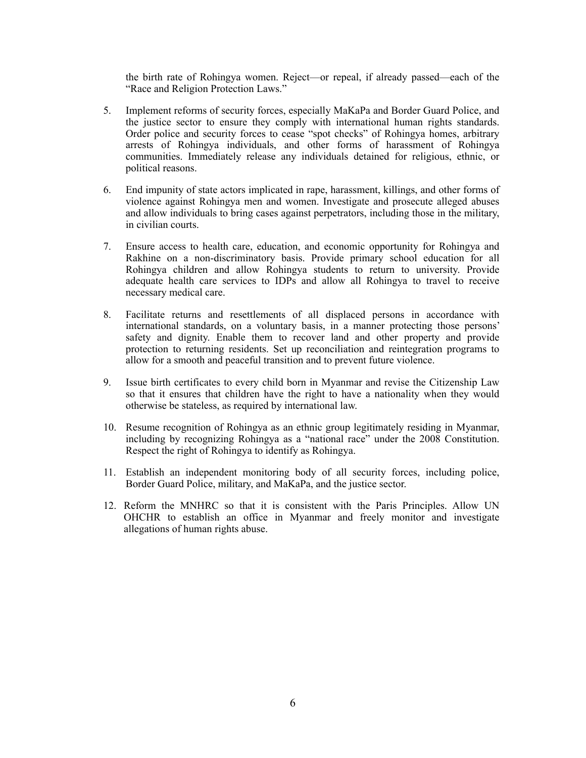the birth rate of Rohingya women. Reject—or repeal, if already passed—each of the "Race and Religion Protection Laws."

5. Implement reforms of security forces, especially MaKaPa and Border Guard Police, and the justice sector to ensure they comply with international human rights standards. Order police and security forces to cease "spot checks" of Rohingya homes, arbitrary arrests of Rohingya individuals, and other forms of harassment of Rohingya communities. Immediately release any individuals detained for religious, ethnic, or political reasons.

6. End impunity of state actors implicated in rape, harassment, killings, and other forms of violence against Rohingya men and women. Investigate and prosecute alleged abuses and allow individuals to bring cases against perpetrators, including those in the military, in civilian courts.

7. Ensure access to health care, education, and economic opportunity for Rohingya and Rakhine on a non-discriminatory basis. Provide primary school education for all Rohingya children and allow Rohingya students to return to university. Provide adequate health care services to IDPs and allow all Rohingya to travel to receive necessary medical care.

8. Facilitate returns and resettlements of all displaced persons in accordance with international standards, on a voluntary basis, in a manner protecting those persons' safety and dignity. Enable them to recover land and other property and provide protection to returning residents. Set up reconciliation and reintegration programs to allow for a smooth and peaceful transition and to prevent future violence.

9. Issue birth certificates to every child born in Myanmar and revise the Citizenship Law so that it ensures that children have the right to have a nationality when they would otherwise be stateless, as required by international law.

10. Resume recognition of Rohingya as an ethnic group legitimately residing in Myanmar, including by recognizing Rohingya as a "national race" under the 2008 Constitution. Respect the right of Rohingya to identify as Rohingya.

11. Establish an independent monitoring body of all security forces, including police, Border Guard Police, military, and MaKaPa, and the justice sector.

12. Reform the MNHRC so that it is consistent with the Paris Principles. Allow UN OHCHR to establish an office in Myanmar and freely monitor and investigate allegations of human rights abuse.